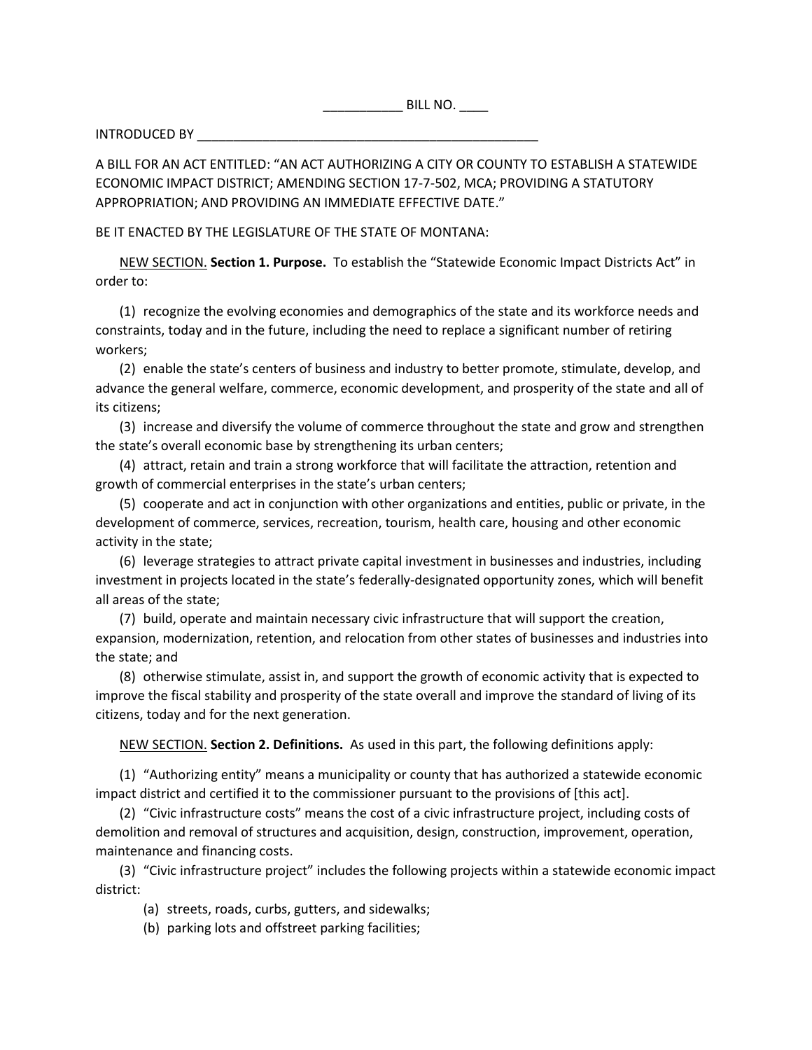___________ BILL NO. ____

INTRODUCED BY _______________________________________________

A BILL FOR AN ACT ENTITLED: "AN ACT AUTHORIZING A CITY OR COUNTY TO ESTABLISH A STATEWIDE ECONOMIC IMPACT DISTRICT; AMENDING SECTION 17-7-502, MCA; PROVIDING A STATUTORY APPROPRIATION; AND PROVIDING AN IMMEDIATE EFFECTIVE DATE."

BE IT ENACTED BY THE LEGISLATURE OF THE STATE OF MONTANA:

<u>NEW SECTION.</u> **Section 1. Purpose.** To establish the "Statewide Economic Impact Districts Act" in order to:

(1) recognize the evolving economies and demographics of the state and its workforce needs and constraints, today and in the future, including the need to replace a significant number of retiring workers;

(2) enable the state's centers of business and industry to better promote, stimulate, develop, and advance the general welfare, commerce, economic development, and prosperity of the state and all of its citizens;

(3) increase and diversify the volume of commerce throughout the state and grow and strengthen the state's overall economic base by strengthening its urban centers;

(4) attract, retain and train a strong workforce that will facilitate the attraction, retention and growth of commercial enterprises in the state's urban centers;

(5) cooperate and act in conjunction with other organizations and entities, public or private, in the development of commerce, services, recreation, tourism, health care, housing and other economic activity in the state;

(6) leverage strategies to attract private capital investment in businesses and industries, including investment in projects located in the state's federally-designated opportunity zones, which will benefit all areas of the state;

(7) build, operate and maintain necessary civic infrastructure that will support the creation, expansion, modernization, retention, and relocation from other states of businesses and industries into the state; and

(8) otherwise stimulate, assist in, and support the growth of economic activity that is expected to improve the fiscal stability and prosperity of the state overall and improve the standard of living of its citizens, today and for the next generation.

<u>NEW SECTION.</u> **Section 2. Definitions.** As used in this part, the following definitions apply:

(1) "Authorizing entity" means a municipality or county that has authorized a statewide economic impact district and certified it to the commissioner pursuant to the provisions of [this act].

(2) "Civic infrastructure costs" means the cost of a civic infrastructure project, including costs of demolition and removal of structures and acquisition, design, construction, improvement, operation, maintenance and financing costs.

(3) "Civic infrastructure project" includes the following projects within a statewide economic impact district:

(a) streets, roads, curbs, gutters, and sidewalks;

(b) parking lots and offstreet parking facilities;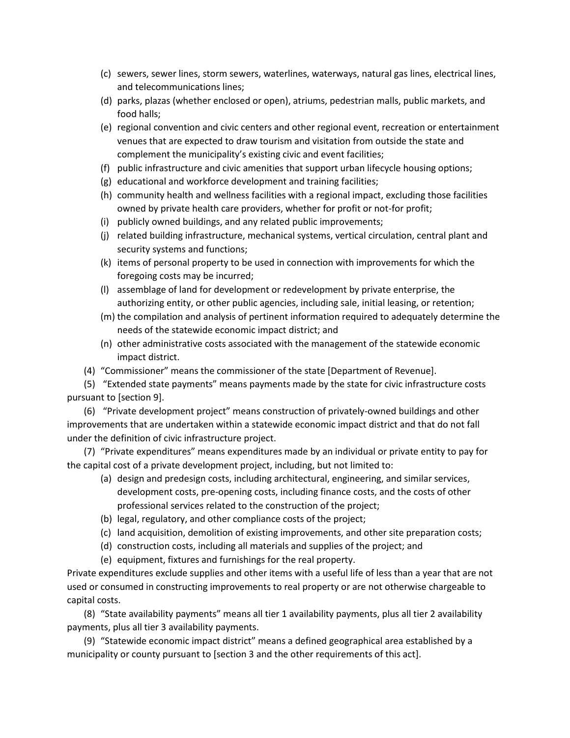(c) sewers, sewer lines, storm sewers, waterlines, waterways, natural gas lines, electrical lines, and telecommunications lines;

(d) parks, plazas (whether enclosed or open), atriums, pedestrian malls, public markets, and food halls;

(e) regional convention and civic centers and other regional event, recreation or entertainment venues that are expected to draw tourism and visitation from outside the state and complement the municipality's existing civic and event facilities;

(f) public infrastructure and civic amenities that support urban lifecycle housing options;

(g) educational and workforce development and training facilities;

(h) community health and wellness facilities with a regional impact, excluding those facilities owned by private health care providers, whether for profit or not-for profit;

(i) publicly owned buildings, and any related public improvements;

(j) related building infrastructure, mechanical systems, vertical circulation, central plant and security systems and functions;

(k) items of personal property to be used in connection with improvements for which the foregoing costs may be incurred;

(l) assemblage of land for development or redevelopment by private enterprise, the authorizing entity, or other public agencies, including sale, initial leasing, or retention;

(m) the compilation and analysis of pertinent information required to adequately determine the needs of the statewide economic impact district; and

(n) other administrative costs associated with the management of the statewide economic impact district.

(4) "Commissioner" means the commissioner of the state [Department of Revenue].

(5) "Extended state payments" means payments made by the state for civic infrastructure costs pursuant to [section 9].

(6) "Private development project" means construction of privately-owned buildings and other improvements that are undertaken within a statewide economic impact district and that do not fall under the definition of civic infrastructure project.

(7) "Private expenditures" means expenditures made by an individual or private entity to pay for the capital cost of a private development project, including, but not limited to:

(a) design and predesign costs, including architectural, engineering, and similar services, development costs, pre-opening costs, including finance costs, and the costs of other professional services related to the construction of the project;

(b) legal, regulatory, and other compliance costs of the project;

(c) land acquisition, demolition of existing improvements, and other site preparation costs;

(d) construction costs, including all materials and supplies of the project; and

(e) equipment, fixtures and furnishings for the real property.

Private expenditures exclude supplies and other items with a useful life of less than a year that are not used or consumed in constructing improvements to real property or are not otherwise chargeable to capital costs.

(8) "State availability payments" means all tier 1 availability payments, plus all tier 2 availability payments, plus all tier 3 availability payments.

(9) "Statewide economic impact district" means a defined geographical area established by a municipality or county pursuant to [section 3 and the other requirements of this act].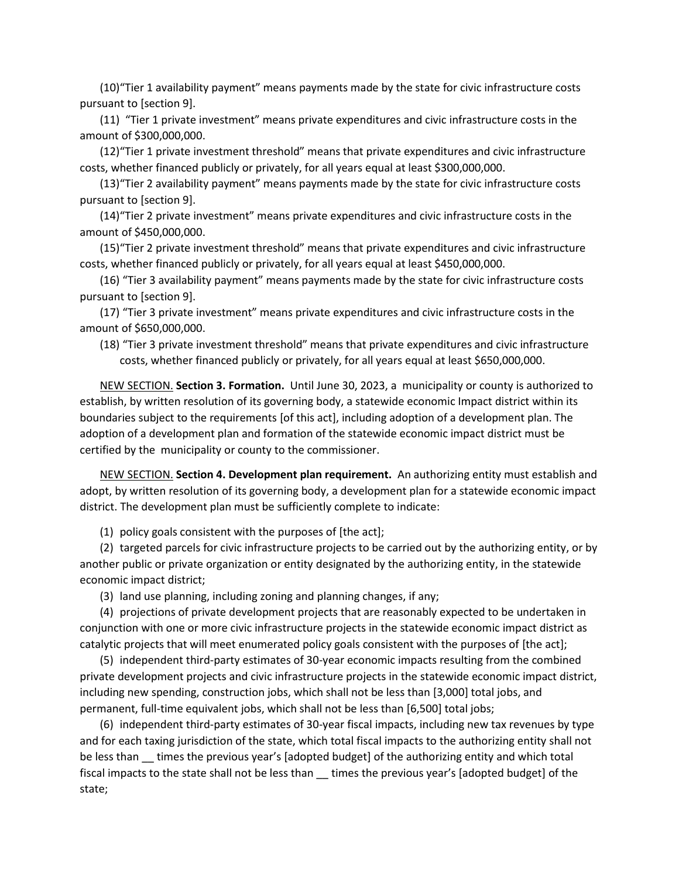(10)“Tier 1 availability payment” means payments made by the state for civic infrastructure costs pursuant to [section 9].

(11) “Tier 1 private investment” means private expenditures and civic infrastructure costs in the amount of $300,000,000.

(12)“Tier 1 private investment threshold” means that private expenditures and civic infrastructure costs, whether financed publicly or privately, for all years equal at least $300,000,000.

(13)“Tier 2 availability payment” means payments made by the state for civic infrastructure costs pursuant to [section 9].

(14)“Tier 2 private investment” means private expenditures and civic infrastructure costs in the amount of $450,000,000.

(15)“Tier 2 private investment threshold” means that private expenditures and civic infrastructure costs, whether financed publicly or privately, for all years equal at least $450,000,000.

(16) “Tier 3 availability payment” means payments made by the state for civic infrastructure costs pursuant to [section 9].

(17) “Tier 3 private investment” means private expenditures and civic infrastructure costs in the amount of $650,000,000.

(18) “Tier 3 private investment threshold” means that private expenditures and civic infrastructure costs, whether financed publicly or privately, for all years equal at least $650,000,000.

<u>NEW SECTION.</u> **Section 3. Formation.** Until June 30, 2023, a municipality or county is authorized to establish, by written resolution of its governing body, a statewide economic Impact district within its boundaries subject to the requirements [of this act], including adoption of a development plan. The adoption of a development plan and formation of the statewide economic impact district must be certified by the municipality or county to the commissioner.

<u>NEW SECTION.</u> **Section 4. Development plan requirement.** An authorizing entity must establish and adopt, by written resolution of its governing body, a development plan for a statewide economic impact district. The development plan must be sufficiently complete to indicate:

(1) policy goals consistent with the purposes of [the act];

(2) targeted parcels for civic infrastructure projects to be carried out by the authorizing entity, or by another public or private organization or entity designated by the authorizing entity, in the statewide economic impact district;

(3) land use planning, including zoning and planning changes, if any;

(4) projections of private development projects that are reasonably expected to be undertaken in conjunction with one or more civic infrastructure projects in the statewide economic impact district as catalytic projects that will meet enumerated policy goals consistent with the purposes of [the act];

(5) independent third-party estimates of 30-year economic impacts resulting from the combined private development projects and civic infrastructure projects in the statewide economic impact district, including new spending, construction jobs, which shall not be less than [3,000] total jobs, and permanent, full-time equivalent jobs, which shall not be less than [6,500] total jobs;

(6) independent third-party estimates of 30-year fiscal impacts, including new tax revenues by type and for each taxing jurisdiction of the state, which total fiscal impacts to the authorizing entity shall not be less than __ times the previous year’s [adopted budget] of the authorizing entity and which total fiscal impacts to the state shall not be less than __ times the previous year’s [adopted budget] of the state;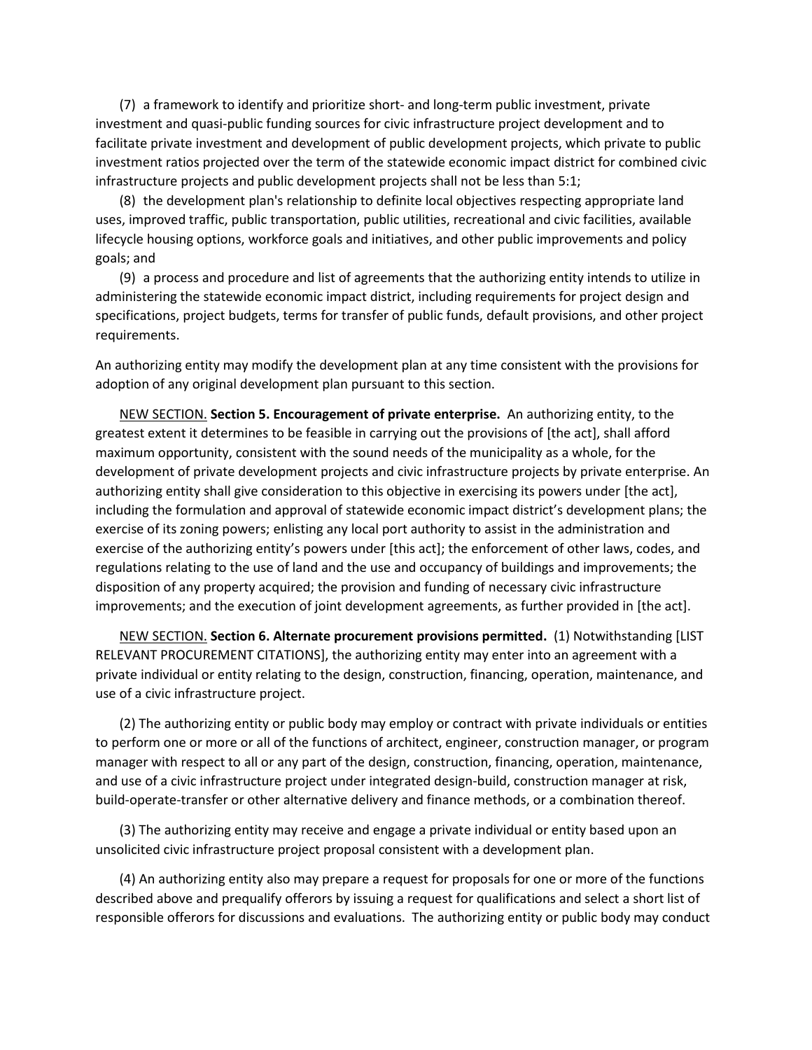(7) a framework to identify and prioritize short- and long-term public investment, private investment and quasi-public funding sources for civic infrastructure project development and to facilitate private investment and development of public development projects, which private to public investment ratios projected over the term of the statewide economic impact district for combined civic infrastructure projects and public development projects shall not be less than 5:1;

(8) the development plan's relationship to definite local objectives respecting appropriate land uses, improved traffic, public transportation, public utilities, recreational and civic facilities, available lifecycle housing options, workforce goals and initiatives, and other public improvements and policy goals; and

(9) a process and procedure and list of agreements that the authorizing entity intends to utilize in administering the statewide economic impact district, including requirements for project design and specifications, project budgets, terms for transfer of public funds, default provisions, and other project requirements.

An authorizing entity may modify the development plan at any time consistent with the provisions for adoption of any original development plan pursuant to this section.

<u>NEW SECTION.</u> **Section 5. Encouragement of private enterprise.** An authorizing entity, to the greatest extent it determines to be feasible in carrying out the provisions of [the act], shall afford maximum opportunity, consistent with the sound needs of the municipality as a whole, for the development of private development projects and civic infrastructure projects by private enterprise. An authorizing entity shall give consideration to this objective in exercising its powers under [the act], including the formulation and approval of statewide economic impact district's development plans; the exercise of its zoning powers; enlisting any local port authority to assist in the administration and exercise of the authorizing entity's powers under [this act]; the enforcement of other laws, codes, and regulations relating to the use of land and the use and occupancy of buildings and improvements; the disposition of any property acquired; the provision and funding of necessary civic infrastructure improvements; and the execution of joint development agreements, as further provided in [the act].

<u>NEW SECTION.</u> **Section 6. Alternate procurement provisions permitted.** (1) Notwithstanding [LIST RELEVANT PROCUREMENT CITATIONS], the authorizing entity may enter into an agreement with a private individual or entity relating to the design, construction, financing, operation, maintenance, and use of a civic infrastructure project.

(2) The authorizing entity or public body may employ or contract with private individuals or entities to perform one or more or all of the functions of architect, engineer, construction manager, or program manager with respect to all or any part of the design, construction, financing, operation, maintenance, and use of a civic infrastructure project under integrated design-build, construction manager at risk, build-operate-transfer or other alternative delivery and finance methods, or a combination thereof.

(3) The authorizing entity may receive and engage a private individual or entity based upon an unsolicited civic infrastructure project proposal consistent with a development plan.

(4) An authorizing entity also may prepare a request for proposals for one or more of the functions described above and prequalify offerors by issuing a request for qualifications and select a short list of responsible offerors for discussions and evaluations. The authorizing entity or public body may conduct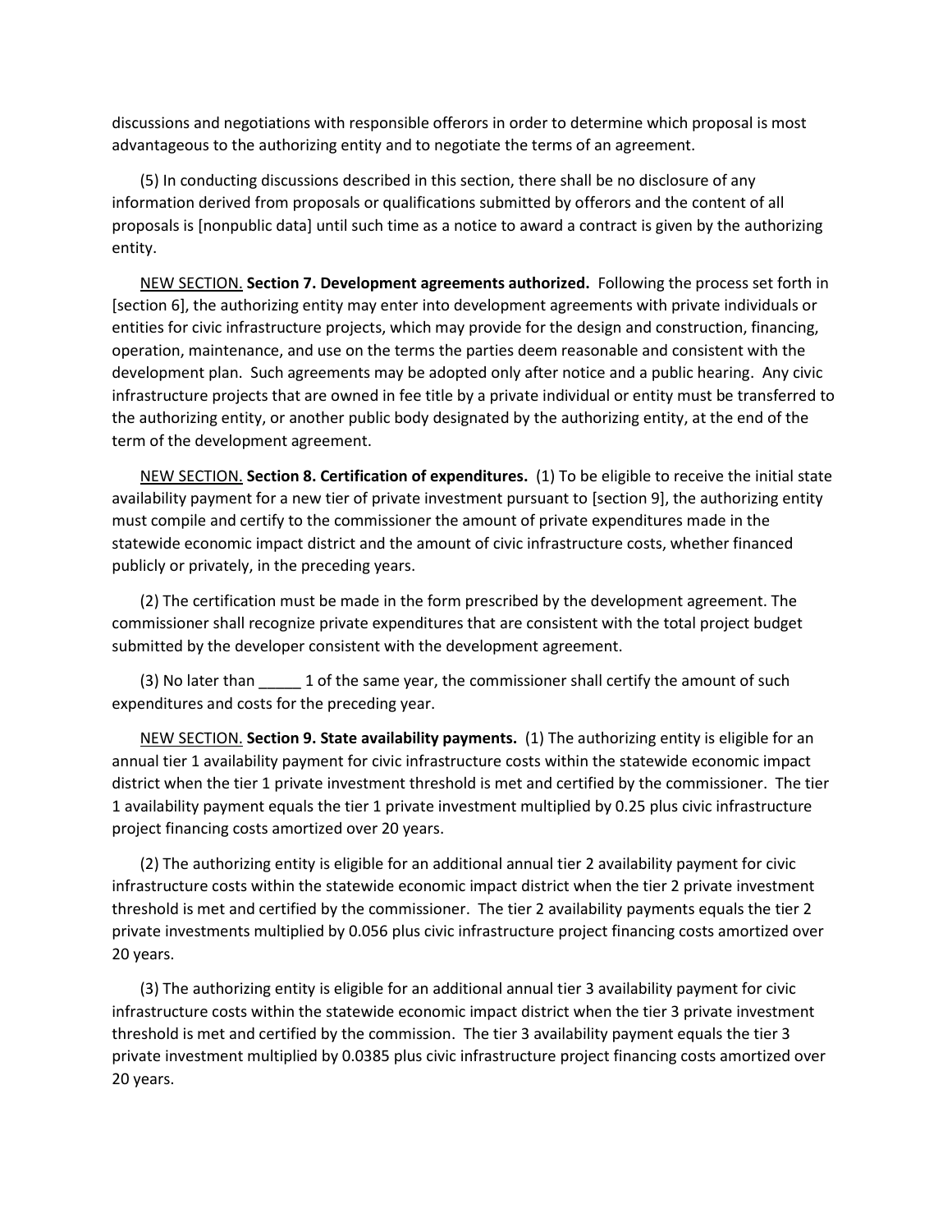discussions and negotiations with responsible offerors in order to determine which proposal is most advantageous to the authorizing entity and to negotiate the terms of an agreement.

(5) In conducting discussions described in this section, there shall be no disclosure of any information derived from proposals or qualifications submitted by offerors and the content of all proposals is [nonpublic data] until such time as a notice to award a contract is given by the authorizing entity.

NEW SECTION. **Section 7. Development agreements authorized.** Following the process set forth in [section 6], the authorizing entity may enter into development agreements with private individuals or entities for civic infrastructure projects, which may provide for the design and construction, financing, operation, maintenance, and use on the terms the parties deem reasonable and consistent with the development plan. Such agreements may be adopted only after notice and a public hearing. Any civic infrastructure projects that are owned in fee title by a private individual or entity must be transferred to the authorizing entity, or another public body designated by the authorizing entity, at the end of the term of the development agreement.

NEW SECTION. **Section 8. Certification of expenditures.** (1) To be eligible to receive the initial state availability payment for a new tier of private investment pursuant to [section 9], the authorizing entity must compile and certify to the commissioner the amount of private expenditures made in the statewide economic impact district and the amount of civic infrastructure costs, whether financed publicly or privately, in the preceding years.

(2) The certification must be made in the form prescribed by the development agreement. The commissioner shall recognize private expenditures that are consistent with the total project budget submitted by the developer consistent with the development agreement.

(3) No later than _____ 1 of the same year, the commissioner shall certify the amount of such expenditures and costs for the preceding year.

NEW SECTION. **Section 9. State availability payments.** (1) The authorizing entity is eligible for an annual tier 1 availability payment for civic infrastructure costs within the statewide economic impact district when the tier 1 private investment threshold is met and certified by the commissioner. The tier 1 availability payment equals the tier 1 private investment multiplied by 0.25 plus civic infrastructure project financing costs amortized over 20 years.

(2) The authorizing entity is eligible for an additional annual tier 2 availability payment for civic infrastructure costs within the statewide economic impact district when the tier 2 private investment threshold is met and certified by the commissioner. The tier 2 availability payments equals the tier 2 private investments multiplied by 0.056 plus civic infrastructure project financing costs amortized over 20 years.

(3) The authorizing entity is eligible for an additional annual tier 3 availability payment for civic infrastructure costs within the statewide economic impact district when the tier 3 private investment threshold is met and certified by the commission. The tier 3 availability payment equals the tier 3 private investment multiplied by 0.0385 plus civic infrastructure project financing costs amortized over 20 years.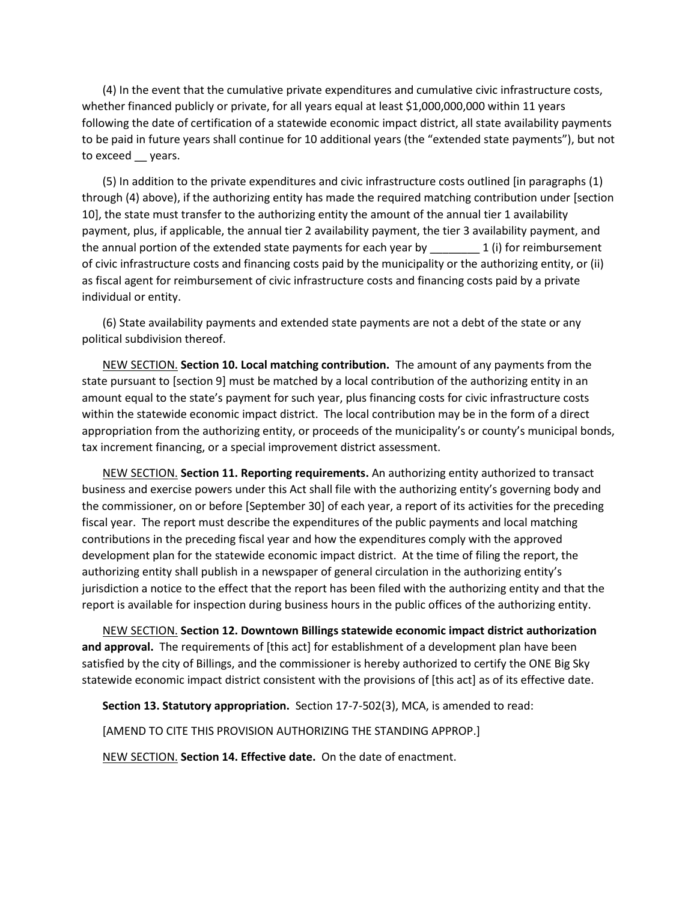(4) In the event that the cumulative private expenditures and cumulative civic infrastructure costs, whether financed publicly or private, for all years equal at least $1,000,000,000 within 11 years following the date of certification of a statewide economic impact district, all state availability payments to be paid in future years shall continue for 10 additional years (the "extended state payments"), but not to exceed __ years.

(5) In addition to the private expenditures and civic infrastructure costs outlined [in paragraphs (1) through (4) above), if the authorizing entity has made the required matching contribution under [section 10], the state must transfer to the authorizing entity the amount of the annual tier 1 availability payment, plus, if applicable, the annual tier 2 availability payment, the tier 3 availability payment, and the annual portion of the extended state payments for each year by ________ 1 (i) for reimbursement of civic infrastructure costs and financing costs paid by the municipality or the authorizing entity, or (ii) as fiscal agent for reimbursement of civic infrastructure costs and financing costs paid by a private individual or entity.

(6) State availability payments and extended state payments are not a debt of the state or any political subdivision thereof.

<u>NEW SECTION.</u> **Section 10. Local matching contribution.** The amount of any payments from the state pursuant to [section 9] must be matched by a local contribution of the authorizing entity in an amount equal to the state's payment for such year, plus financing costs for civic infrastructure costs within the statewide economic impact district. The local contribution may be in the form of a direct appropriation from the authorizing entity, or proceeds of the municipality's or county's municipal bonds, tax increment financing, or a special improvement district assessment.

<u>NEW SECTION.</u> **Section 11. Reporting requirements.** An authorizing entity authorized to transact business and exercise powers under this Act shall file with the authorizing entity's governing body and the commissioner, on or before [September 30] of each year, a report of its activities for the preceding fiscal year. The report must describe the expenditures of the public payments and local matching contributions in the preceding fiscal year and how the expenditures comply with the approved development plan for the statewide economic impact district. At the time of filing the report, the authorizing entity shall publish in a newspaper of general circulation in the authorizing entity's jurisdiction a notice to the effect that the report has been filed with the authorizing entity and that the report is available for inspection during business hours in the public offices of the authorizing entity.

<u>NEW SECTION.</u> **Section 12. Downtown Billings statewide economic impact district authorization and approval.** The requirements of [this act] for establishment of a development plan have been satisfied by the city of Billings, and the commissioner is hereby authorized to certify the ONE Big Sky statewide economic impact district consistent with the provisions of [this act] as of its effective date.

**Section 13. Statutory appropriation.** Section 17-7-502(3), MCA, is amended to read:

[AMEND TO CITE THIS PROVISION AUTHORIZING THE STANDING APPROP.]

<u>NEW SECTION.</u> **Section 14. Effective date.** On the date of enactment.